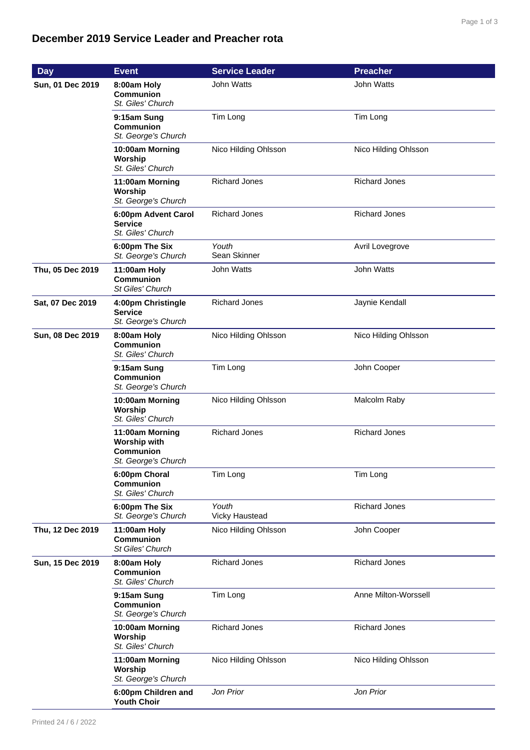## December 2019 Service Leader and Preacher rota

| Day | Event | Service Leader | Preacher |
|---|---|---|---|
| **Sun, 01 Dec 2019** | **8:00am Holy Communion** *St. Giles' Church* | John Watts | John Watts |
| | **9:15am Sung Communion** *St. George's Church* | Tim Long | Tim Long |
| | **10:00am Morning Worship** *St. Giles' Church* | Nico Hilding Ohlsson | Nico Hilding Ohlsson |
| | **11:00am Morning Worship** *St. George's Church* | Richard Jones | Richard Jones |
| | **6:00pm Advent Carol Service** *St. Giles' Church* | Richard Jones | Richard Jones |
| | **6:00pm The Six** *St. George's Church* | *Youth* Sean Skinner | Avril Lovegrove |
| **Thu, 05 Dec 2019** | **11:00am Holy Communion** *St Giles' Church* | John Watts | John Watts |
| **Sat, 07 Dec 2019** | **4:00pm Christingle Service** *St. George's Church* | Richard Jones | Jaynie Kendall |
| **Sun, 08 Dec 2019** | **8:00am Holy Communion** *St. Giles' Church* | Nico Hilding Ohlsson | Nico Hilding Ohlsson |
| | **9:15am Sung Communion** *St. George's Church* | Tim Long | John Cooper |
| | **10:00am Morning Worship** *St. Giles' Church* | Nico Hilding Ohlsson | Malcolm Raby |
| | **11:00am Morning Worship with Communion** *St. George's Church* | Richard Jones | Richard Jones |
| | **6:00pm Choral Communion** *St. Giles' Church* | Tim Long | Tim Long |
| | **6:00pm The Six** *St. George's Church* | *Youth* Vicky Haustead | Richard Jones |
| **Thu, 12 Dec 2019** | **11:00am Holy Communion** *St Giles' Church* | Nico Hilding Ohlsson | John Cooper |
| **Sun, 15 Dec 2019** | **8:00am Holy Communion** *St. Giles' Church* | Richard Jones | Richard Jones |
| | **9:15am Sung Communion** *St. George's Church* | Tim Long | Anne Milton-Worssell |
| | **10:00am Morning Worship** *St. Giles' Church* | Richard Jones | Richard Jones |
| | **11:00am Morning Worship** *St. George's Church* | Nico Hilding Ohlsson | Nico Hilding Ohlsson |
| | **6:00pm Children and Youth Choir** | *Jon Prior* | *Jon Prior* |

Printed 24 / 6 / 2022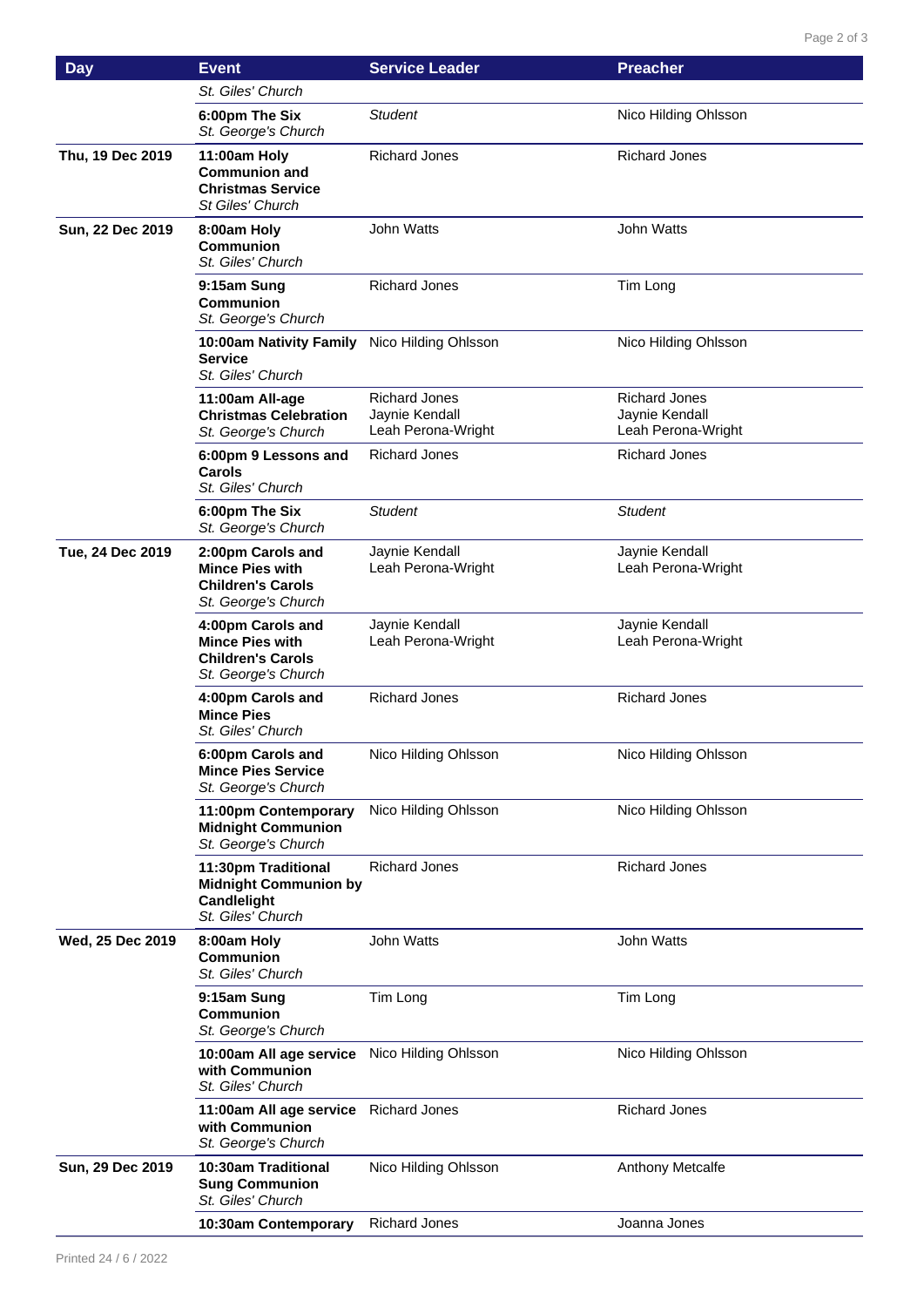| Day | Event | Service Leader | Preacher |
|---|---|---|---|
| | *St. Giles' Church* | | |
| | **6:00pm The Six** *St. George's Church* | *Student* | Nico Hilding Ohlsson |
| **Thu, 19 Dec 2019** | **11:00am Holy Communion and Christmas Service** *St Giles' Church* | Richard Jones | Richard Jones |
| **Sun, 22 Dec 2019** | **8:00am Holy Communion** *St. Giles' Church* | John Watts | John Watts |
| | **9:15am Sung Communion** *St. George's Church* | Richard Jones | Tim Long |
| | **10:00am Nativity Family Service** *St. Giles' Church* | Nico Hilding Ohlsson | Nico Hilding Ohlsson |
| | **11:00am All-age Christmas Celebration** *St. George's Church* | Richard Jones<br>Jaynie Kendall<br>Leah Perona-Wright | Richard Jones<br>Jaynie Kendall<br>Leah Perona-Wright |
| | **6:00pm 9 Lessons and Carols** *St. Giles' Church* | Richard Jones | Richard Jones |
| | **6:00pm The Six** *St. George's Church* | *Student* | *Student* |
| **Tue, 24 Dec 2019** | **2:00pm Carols and Mince Pies with Children's Carols** *St. George's Church* | Jaynie Kendall<br>Leah Perona-Wright | Jaynie Kendall<br>Leah Perona-Wright |
| | **4:00pm Carols and Mince Pies with Children's Carols** *St. George's Church* | Jaynie Kendall<br>Leah Perona-Wright | Jaynie Kendall<br>Leah Perona-Wright |
| | **4:00pm Carols and Mince Pies** *St. Giles' Church* | Richard Jones | Richard Jones |
| | **6:00pm Carols and Mince Pies Service** *St. George's Church* | Nico Hilding Ohlsson | Nico Hilding Ohlsson |
| | **11:00pm Contemporary Midnight Communion** *St. George's Church* | Nico Hilding Ohlsson | Nico Hilding Ohlsson |
| | **11:30pm Traditional Midnight Communion by Candlelight** *St. Giles' Church* | Richard Jones | Richard Jones |
| **Wed, 25 Dec 2019** | **8:00am Holy Communion** *St. Giles' Church* | John Watts | John Watts |
| | **9:15am Sung Communion** *St. George's Church* | Tim Long | Tim Long |
| | **10:00am All age service with Communion** *St. Giles' Church* | Nico Hilding Ohlsson | Nico Hilding Ohlsson |
| | **11:00am All age service with Communion** *St. George's Church* | Richard Jones | Richard Jones |
| **Sun, 29 Dec 2019** | **10:30am Traditional Sung Communion** *St. Giles' Church* | Nico Hilding Ohlsson | Anthony Metcalfe |
| | **10:30am Contemporary** | Richard Jones | Joanna Jones |

Printed 24 / 6 / 2022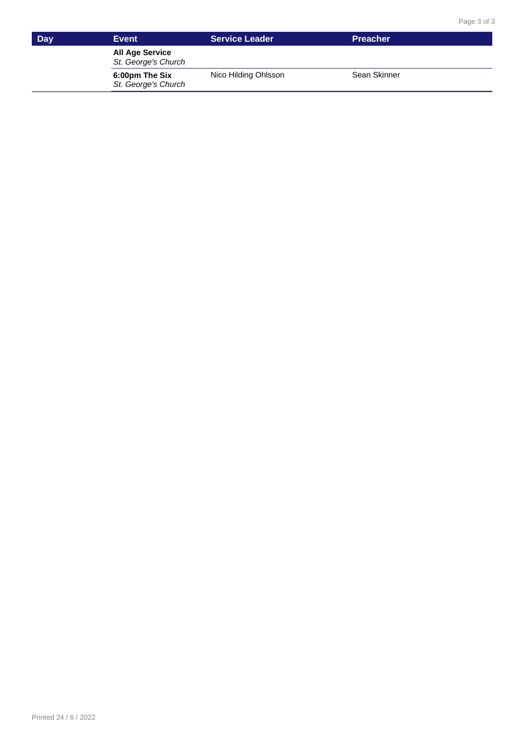| Day | Event | Service Leader | Preacher |
| --- | --- | --- | --- |
| | **All Age Service**<br>*St. George's Church* | | |
| | **6:00pm The Six**<br>*St. George's Church* | Nico Hilding Ohlsson | Sean Skinner |

Printed 24 / 6 / 2022